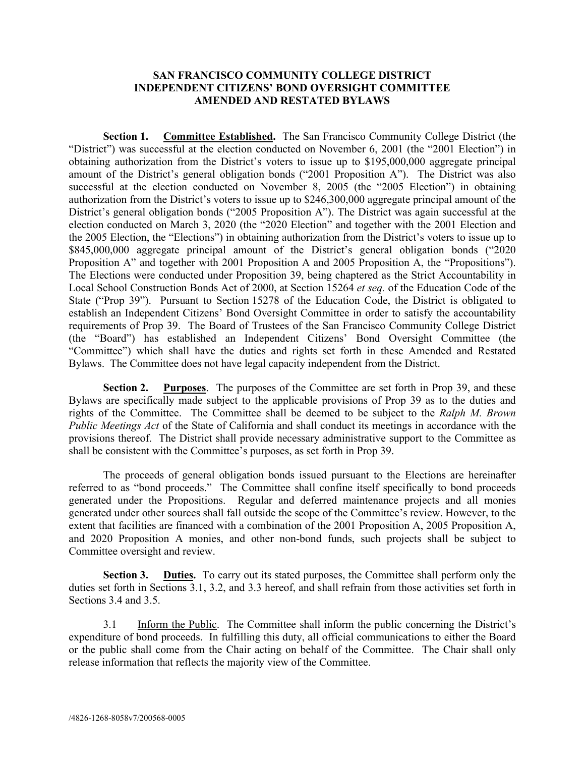# SAN FRANCISCO COMMUNITY COLLEGE DISTRICT INDEPENDENT CITIZENS' BOND OVERSIGHT COMMITTEE AMENDED AND RESTATED BYLAWS

**Section 1. Committee Established.** The San Francisco Community College District (the "District") was successful at the election conducted on November 6, 2001 (the "2001 Election") in obtaining authorization from the District's voters to issue up to $195,000,000 aggregate principal amount of the District's general obligation bonds ("2001 Proposition A"). The District was also successful at the election conducted on November 8, 2005 (the "2005 Election") in obtaining authorization from the District's voters to issue up to $246,300,000 aggregate principal amount of the District's general obligation bonds ("2005 Proposition A"). The District was again successful at the election conducted on March 3, 2020 (the "2020 Election" and together with the 2001 Election and the 2005 Election, the "Elections") in obtaining authorization from the District's voters to issue up to $845,000,000 aggregate principal amount of the District's general obligation bonds ("2020 Proposition A" and together with 2001 Proposition A and 2005 Proposition A, the "Propositions"). The Elections were conducted under Proposition 39, being chaptered as the Strict Accountability in Local School Construction Bonds Act of 2000, at Section 15264 *et seq.* of the Education Code of the State ("Prop 39"). Pursuant to Section 15278 of the Education Code, the District is obligated to establish an Independent Citizens' Bond Oversight Committee in order to satisfy the accountability requirements of Prop 39. The Board of Trustees of the San Francisco Community College District (the "Board") has established an Independent Citizens' Bond Oversight Committee (the "Committee") which shall have the duties and rights set forth in these Amended and Restated Bylaws. The Committee does not have legal capacity independent from the District.

**Section 2. Purposes**. The purposes of the Committee are set forth in Prop 39, and these Bylaws are specifically made subject to the applicable provisions of Prop 39 as to the duties and rights of the Committee. The Committee shall be deemed to be subject to the *Ralph M. Brown Public Meetings Act* of the State of California and shall conduct its meetings in accordance with the provisions thereof. The District shall provide necessary administrative support to the Committee as shall be consistent with the Committee's purposes, as set forth in Prop 39.

The proceeds of general obligation bonds issued pursuant to the Elections are hereinafter referred to as "bond proceeds." The Committee shall confine itself specifically to bond proceeds generated under the Propositions. Regular and deferred maintenance projects and all monies generated under other sources shall fall outside the scope of the Committee's review. However, to the extent that facilities are financed with a combination of the 2001 Proposition A, 2005 Proposition A, and 2020 Proposition A monies, and other non-bond funds, such projects shall be subject to Committee oversight and review.

**Section 3. Duties.** To carry out its stated purposes, the Committee shall perform only the duties set forth in Sections 3.1, 3.2, and 3.3 hereof, and shall refrain from those activities set forth in Sections 3.4 and 3.5.

3.1 Inform the Public. The Committee shall inform the public concerning the District's expenditure of bond proceeds. In fulfilling this duty, all official communications to either the Board or the public shall come from the Chair acting on behalf of the Committee. The Chair shall only release information that reflects the majority view of the Committee.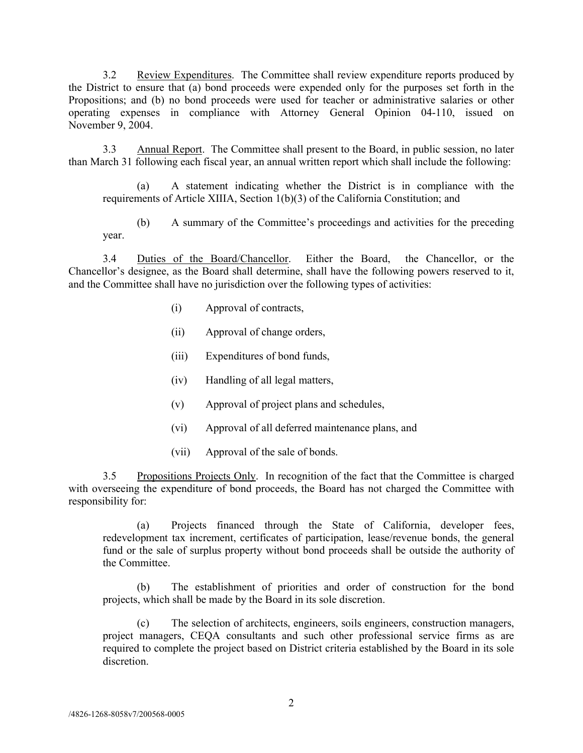3.2 Review Expenditures. The Committee shall review expenditure reports produced by the District to ensure that (a) bond proceeds were expended only for the purposes set forth in the Propositions; and (b) no bond proceeds were used for teacher or administrative salaries or other operating expenses in compliance with Attorney General Opinion 04-110, issued on November 9, 2004.

3.3 Annual Report. The Committee shall present to the Board, in public session, no later than March 31 following each fiscal year, an annual written report which shall include the following:

(a) A statement indicating whether the District is in compliance with the requirements of Article XIIIA, Section 1(b)(3) of the California Constitution; and

(b) A summary of the Committee's proceedings and activities for the preceding year.

3.4 Duties of the Board/Chancellor. Either the Board, the Chancellor, or the Chancellor's designee, as the Board shall determine, shall have the following powers reserved to it, and the Committee shall have no jurisdiction over the following types of activities:

(i) Approval of contracts,

(ii) Approval of change orders,

(iii) Expenditures of bond funds,

(iv) Handling of all legal matters,

(v) Approval of project plans and schedules,

(vi) Approval of all deferred maintenance plans, and

(vii) Approval of the sale of bonds.

3.5 Propositions Projects Only. In recognition of the fact that the Committee is charged with overseeing the expenditure of bond proceeds, the Board has not charged the Committee with responsibility for:

(a) Projects financed through the State of California, developer fees, redevelopment tax increment, certificates of participation, lease/revenue bonds, the general fund or the sale of surplus property without bond proceeds shall be outside the authority of the Committee.

(b) The establishment of priorities and order of construction for the bond projects, which shall be made by the Board in its sole discretion.

(c) The selection of architects, engineers, soils engineers, construction managers, project managers, CEQA consultants and such other professional service firms as are required to complete the project based on District criteria established by the Board in its sole discretion.

/4826-1268-8058v7/200568-0005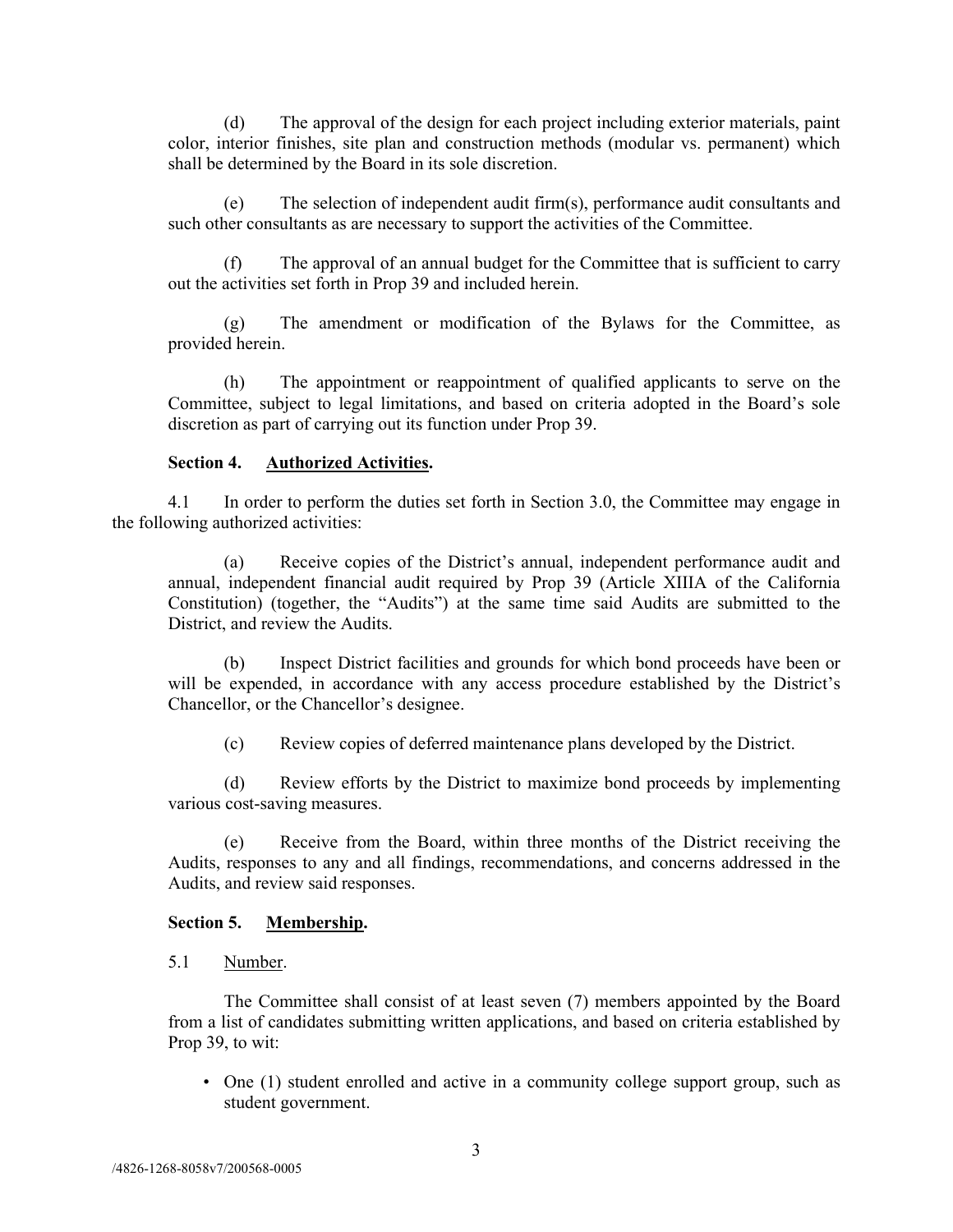(d) The approval of the design for each project including exterior materials, paint color, interior finishes, site plan and construction methods (modular vs. permanent) which shall be determined by the Board in its sole discretion.

(e) The selection of independent audit firm(s), performance audit consultants and such other consultants as are necessary to support the activities of the Committee.

(f) The approval of an annual budget for the Committee that is sufficient to carry out the activities set forth in Prop 39 and included herein.

(g) The amendment or modification of the Bylaws for the Committee, as provided herein.

(h) The appointment or reappointment of qualified applicants to serve on the Committee, subject to legal limitations, and based on criteria adopted in the Board's sole discretion as part of carrying out its function under Prop 39.

**Section 4. Authorized Activities.**

4.1 In order to perform the duties set forth in Section 3.0, the Committee may engage in the following authorized activities:

(a) Receive copies of the District's annual, independent performance audit and annual, independent financial audit required by Prop 39 (Article XIIIA of the California Constitution) (together, the "Audits") at the same time said Audits are submitted to the District, and review the Audits.

(b) Inspect District facilities and grounds for which bond proceeds have been or will be expended, in accordance with any access procedure established by the District's Chancellor, or the Chancellor's designee.

(c) Review copies of deferred maintenance plans developed by the District.

(d) Review efforts by the District to maximize bond proceeds by implementing various cost-saving measures.

(e) Receive from the Board, within three months of the District receiving the Audits, responses to any and all findings, recommendations, and concerns addressed in the Audits, and review said responses.

**Section 5. Membership.**

5.1 Number.

The Committee shall consist of at least seven (7) members appointed by the Board from a list of candidates submitting written applications, and based on criteria established by Prop 39, to wit:

- One (1) student enrolled and active in a community college support group, such as student government.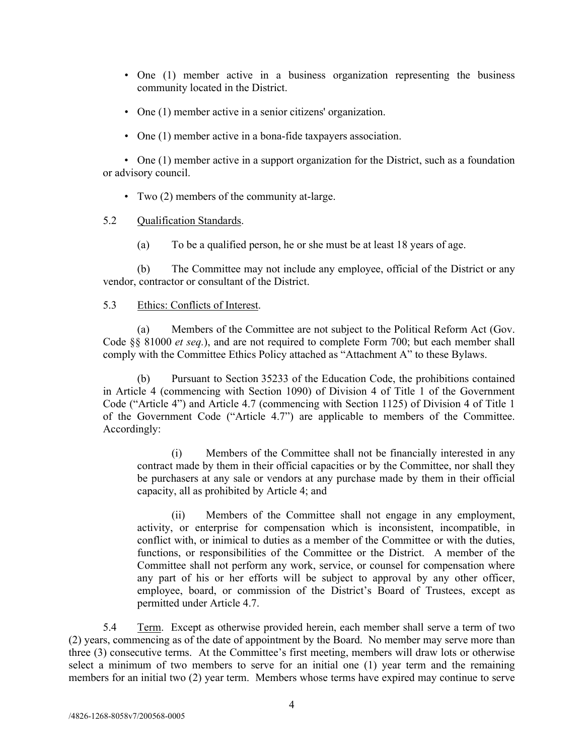- One (1) member active in a business organization representing the business community located in the District.

- One (1) member active in a senior citizens' organization.

- One (1) member active in a bona-fide taxpayers association.

- One (1) member active in a support organization for the District, such as a foundation or advisory council.

- Two (2) members of the community at-large.

5.2 Qualification Standards.

(a) To be a qualified person, he or she must be at least 18 years of age.

(b) The Committee may not include any employee, official of the District or any vendor, contractor or consultant of the District.

5.3 Ethics: Conflicts of Interest.

(a) Members of the Committee are not subject to the Political Reform Act (Gov. Code §§ 81000 *et seq.*), and are not required to complete Form 700; but each member shall comply with the Committee Ethics Policy attached as "Attachment A" to these Bylaws.

(b) Pursuant to Section 35233 of the Education Code, the prohibitions contained in Article 4 (commencing with Section 1090) of Division 4 of Title 1 of the Government Code ("Article 4") and Article 4.7 (commencing with Section 1125) of Division 4 of Title 1 of the Government Code ("Article 4.7") are applicable to members of the Committee. Accordingly:

(i) Members of the Committee shall not be financially interested in any contract made by them in their official capacities or by the Committee, nor shall they be purchasers at any sale or vendors at any purchase made by them in their official capacity, all as prohibited by Article 4; and

(ii) Members of the Committee shall not engage in any employment, activity, or enterprise for compensation which is inconsistent, incompatible, in conflict with, or inimical to duties as a member of the Committee or with the duties, functions, or responsibilities of the Committee or the District. A member of the Committee shall not perform any work, service, or counsel for compensation where any part of his or her efforts will be subject to approval by any other officer, employee, board, or commission of the District's Board of Trustees, except as permitted under Article 4.7.

5.4 Term. Except as otherwise provided herein, each member shall serve a term of two (2) years, commencing as of the date of appointment by the Board. No member may serve more than three (3) consecutive terms. At the Committee's first meeting, members will draw lots or otherwise select a minimum of two members to serve for an initial one (1) year term and the remaining members for an initial two (2) year term. Members whose terms have expired may continue to serve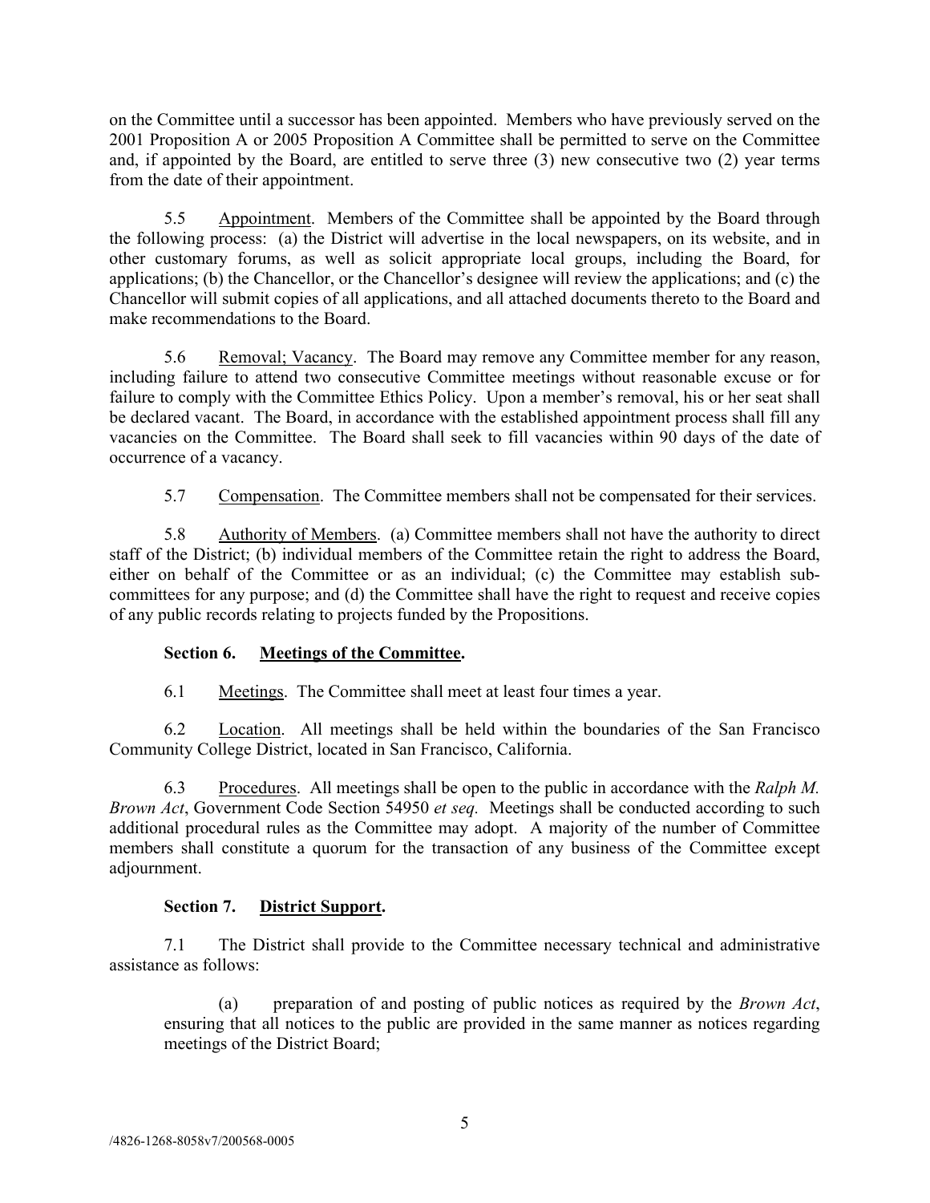on the Committee until a successor has been appointed. Members who have previously served on the 2001 Proposition A or 2005 Proposition A Committee shall be permitted to serve on the Committee and, if appointed by the Board, are entitled to serve three (3) new consecutive two (2) year terms from the date of their appointment.

5.5 Appointment. Members of the Committee shall be appointed by the Board through the following process: (a) the District will advertise in the local newspapers, on its website, and in other customary forums, as well as solicit appropriate local groups, including the Board, for applications; (b) the Chancellor, or the Chancellor's designee will review the applications; and (c) the Chancellor will submit copies of all applications, and all attached documents thereto to the Board and make recommendations to the Board.

5.6 Removal; Vacancy. The Board may remove any Committee member for any reason, including failure to attend two consecutive Committee meetings without reasonable excuse or for failure to comply with the Committee Ethics Policy. Upon a member's removal, his or her seat shall be declared vacant. The Board, in accordance with the established appointment process shall fill any vacancies on the Committee. The Board shall seek to fill vacancies within 90 days of the date of occurrence of a vacancy.

5.7 Compensation. The Committee members shall not be compensated for their services.

5.8 Authority of Members. (a) Committee members shall not have the authority to direct staff of the District; (b) individual members of the Committee retain the right to address the Board, either on behalf of the Committee or as an individual; (c) the Committee may establish sub-committees for any purpose; and (d) the Committee shall have the right to request and receive copies of any public records relating to projects funded by the Propositions.

**Section 6. Meetings of the Committee.**

6.1 Meetings. The Committee shall meet at least four times a year.

6.2 Location. All meetings shall be held within the boundaries of the San Francisco Community College District, located in San Francisco, California.

6.3 Procedures. All meetings shall be open to the public in accordance with the *Ralph M. Brown Act*, Government Code Section 54950 *et seq.* Meetings shall be conducted according to such additional procedural rules as the Committee may adopt. A majority of the number of Committee members shall constitute a quorum for the transaction of any business of the Committee except adjournment.

**Section 7. District Support.**

7.1 The District shall provide to the Committee necessary technical and administrative assistance as follows:

(a) preparation of and posting of public notices as required by the *Brown Act*, ensuring that all notices to the public are provided in the same manner as notices regarding meetings of the District Board;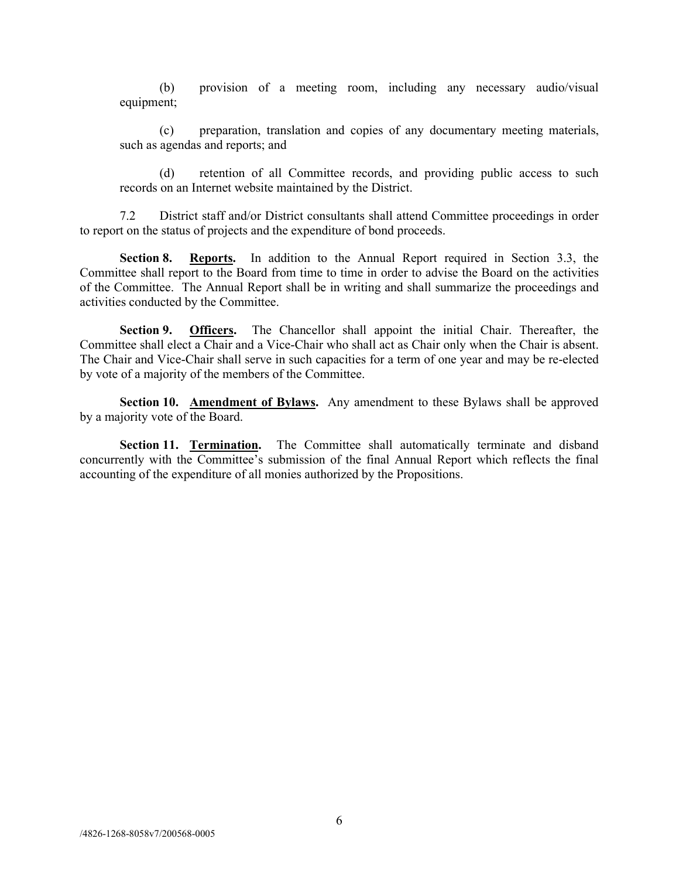(b) provision of a meeting room, including any necessary audio/visual equipment;

(c) preparation, translation and copies of any documentary meeting materials, such as agendas and reports; and

(d) retention of all Committee records, and providing public access to such records on an Internet website maintained by the District.

7.2 District staff and/or District consultants shall attend Committee proceedings in order to report on the status of projects and the expenditure of bond proceeds.

**Section 8. Reports.** In addition to the Annual Report required in Section 3.3, the Committee shall report to the Board from time to time in order to advise the Board on the activities of the Committee. The Annual Report shall be in writing and shall summarize the proceedings and activities conducted by the Committee.

**Section 9. Officers.** The Chancellor shall appoint the initial Chair. Thereafter, the Committee shall elect a Chair and a Vice-Chair who shall act as Chair only when the Chair is absent. The Chair and Vice-Chair shall serve in such capacities for a term of one year and may be re-elected by vote of a majority of the members of the Committee.

**Section 10. Amendment of Bylaws.** Any amendment to these Bylaws shall be approved by a majority vote of the Board.

**Section 11. Termination.** The Committee shall automatically terminate and disband concurrently with the Committee's submission of the final Annual Report which reflects the final accounting of the expenditure of all monies authorized by the Propositions.

/4826-1268-8058v7/200568-0005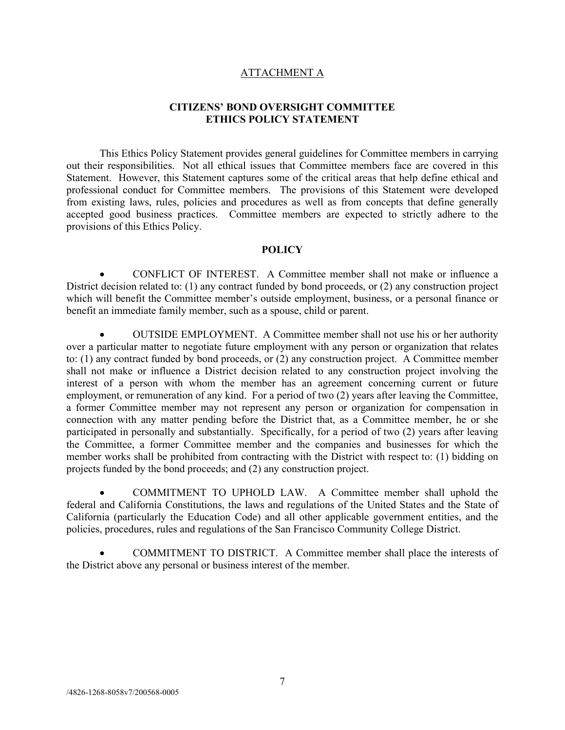ATTACHMENT A

## CITIZENS' BOND OVERSIGHT COMMITTEE ETHICS POLICY STATEMENT

This Ethics Policy Statement provides general guidelines for Committee members in carrying out their responsibilities. Not all ethical issues that Committee members face are covered in this Statement. However, this Statement captures some of the critical areas that help define ethical and professional conduct for Committee members. The provisions of this Statement were developed from existing laws, rules, policies and procedures as well as from concepts that define generally accepted good business practices. Committee members are expected to strictly adhere to the provisions of this Ethics Policy.

### POLICY

- CONFLICT OF INTEREST. A Committee member shall not make or influence a District decision related to: (1) any contract funded by bond proceeds, or (2) any construction project which will benefit the Committee member's outside employment, business, or a personal finance or benefit an immediate family member, such as a spouse, child or parent.

- OUTSIDE EMPLOYMENT. A Committee member shall not use his or her authority over a particular matter to negotiate future employment with any person or organization that relates to: (1) any contract funded by bond proceeds, or (2) any construction project. A Committee member shall not make or influence a District decision related to any construction project involving the interest of a person with whom the member has an agreement concerning current or future employment, or remuneration of any kind. For a period of two (2) years after leaving the Committee, a former Committee member may not represent any person or organization for compensation in connection with any matter pending before the District that, as a Committee member, he or she participated in personally and substantially. Specifically, for a period of two (2) years after leaving the Committee, a former Committee member and the companies and businesses for which the member works shall be prohibited from contracting with the District with respect to: (1) bidding on projects funded by the bond proceeds; and (2) any construction project.

- COMMITMENT TO UPHOLD LAW. A Committee member shall uphold the federal and California Constitutions, the laws and regulations of the United States and the State of California (particularly the Education Code) and all other applicable government entities, and the policies, procedures, rules and regulations of the San Francisco Community College District.

- COMMITMENT TO DISTRICT. A Committee member shall place the interests of the District above any personal or business interest of the member.

/4826-1268-8058v7/200568-0005